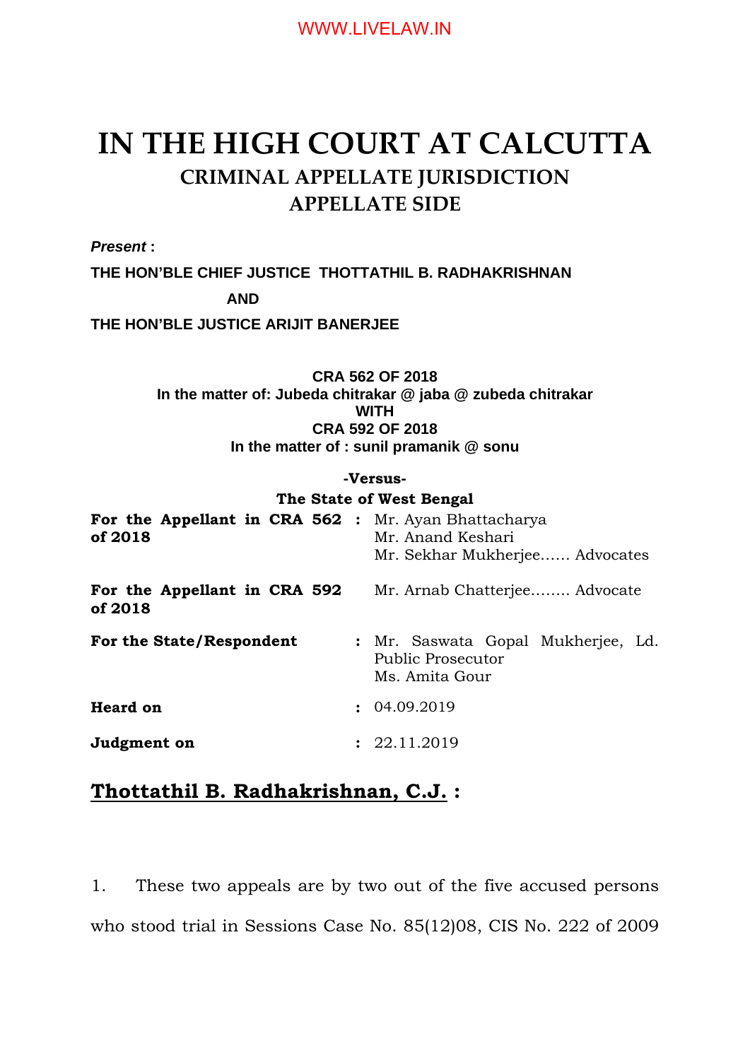# IN THE HIGH COURT AT CALCUTTA

## CRIMINAL APPELLATE JURISDICTION

## APPELLATE SIDE

***Present* :**

**THE HON'BLE CHIEF JUSTICE THOTTATHIL B. RADHAKRISHNAN**

**AND**

**THE HON'BLE JUSTICE ARIJIT BANERJEE**

**CRA 562 OF 2018**
**In the matter of: Jubeda chitrakar @ jaba @ zubeda chitrakar**
**WITH**
**CRA 592 OF 2018**
**In the matter of : sunil pramanik @ sonu**

**-Versus-**

**The State of West Bengal**

| | | |
|---|---|---|
| **For the Appellant in CRA 562 of 2018** | : | Mr. Ayan Bhattacharya<br>Mr. Anand Keshari<br>Mr. Sekhar Mukherjee...... Advocates |
| **For the Appellant in CRA 592 of 2018** | | Mr. Arnab Chatterjee........ Advocate |
| **For the State/Respondent** | : | Mr. Saswata Gopal Mukherjee, Ld. Public Prosecutor<br>Ms. Amita Gour |
| **Heard on** | : | 04.09.2019 |
| **Judgment on** | : | 22.11.2019 |

## <u>Thottathil B. Radhakrishnan, C.J.</u> :

1. These two appeals are by two out of the five accused persons who stood trial in Sessions Case No. 85(12)08, CIS No. 222 of 2009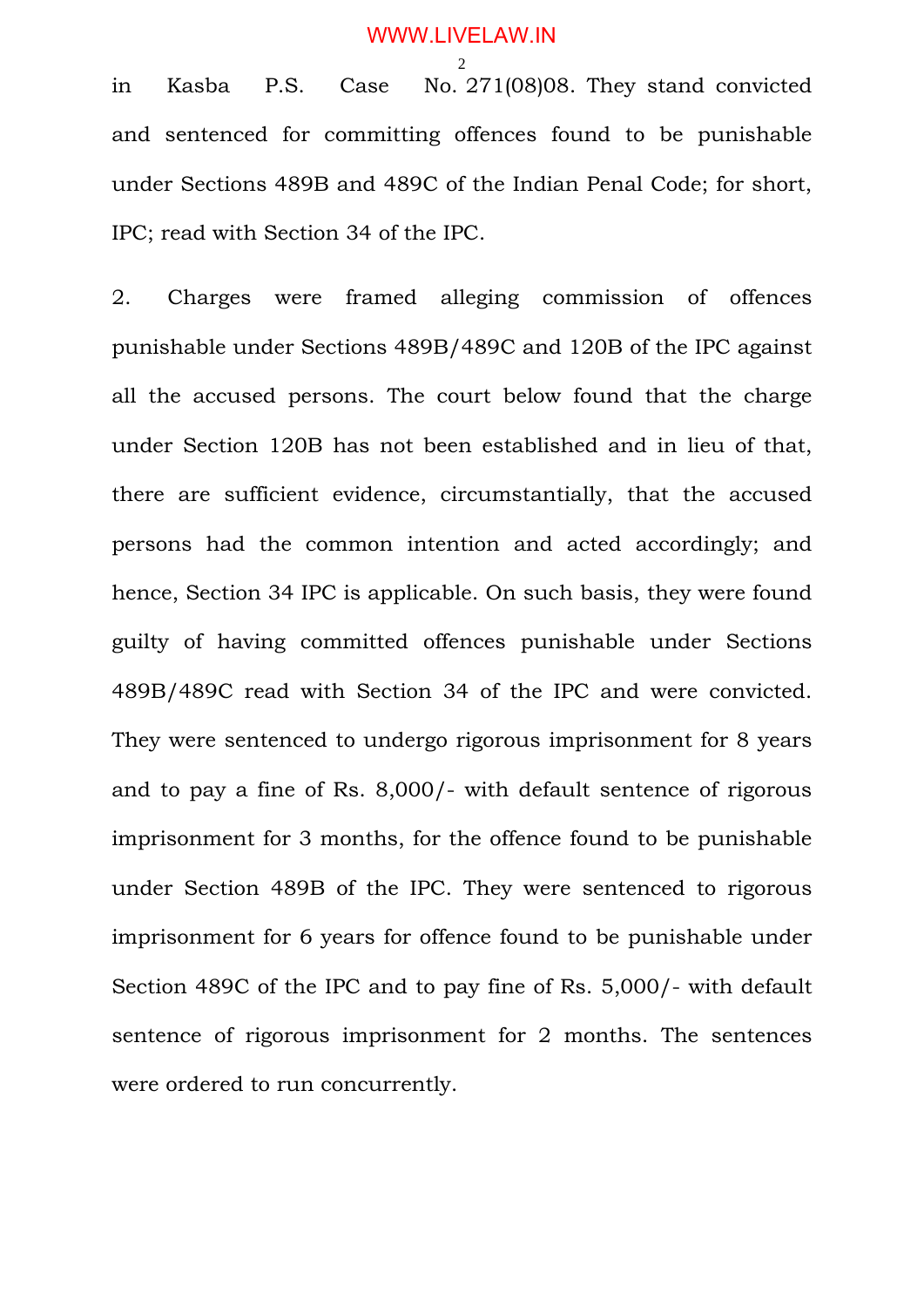in Kasba P.S. Case No. 271(08)08. They stand convicted and sentenced for committing offences found to be punishable under Sections 489B and 489C of the Indian Penal Code; for short, IPC; read with Section 34 of the IPC.

2. Charges were framed alleging commission of offences punishable under Sections 489B/489C and 120B of the IPC against all the accused persons. The court below found that the charge under Section 120B has not been established and in lieu of that, there are sufficient evidence, circumstantially, that the accused persons had the common intention and acted accordingly; and hence, Section 34 IPC is applicable. On such basis, they were found guilty of having committed offences punishable under Sections 489B/489C read with Section 34 of the IPC and were convicted. They were sentenced to undergo rigorous imprisonment for 8 years and to pay a fine of Rs. 8,000/- with default sentence of rigorous imprisonment for 3 months, for the offence found to be punishable under Section 489B of the IPC. They were sentenced to rigorous imprisonment for 6 years for offence found to be punishable under Section 489C of the IPC and to pay fine of Rs. 5,000/- with default sentence of rigorous imprisonment for 2 months. The sentences were ordered to run concurrently.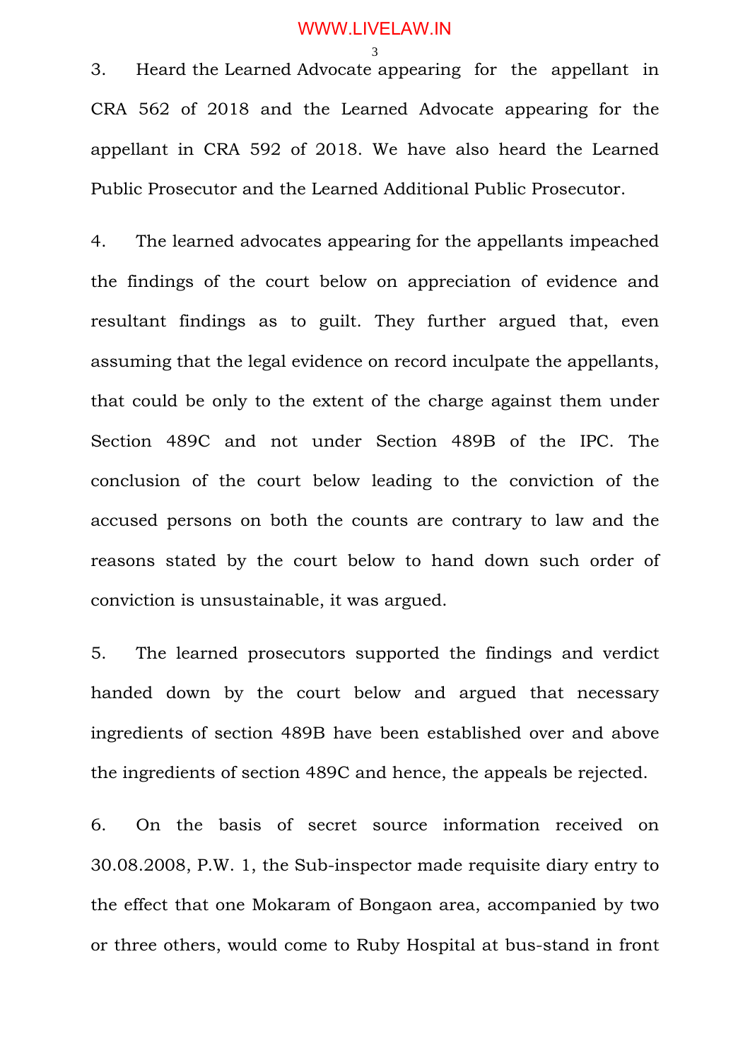3. Heard the Learned Advocate appearing for the appellant in CRA 562 of 2018 and the Learned Advocate appearing for the appellant in CRA 592 of 2018. We have also heard the Learned Public Prosecutor and the Learned Additional Public Prosecutor.

4. The learned advocates appearing for the appellants impeached the findings of the court below on appreciation of evidence and resultant findings as to guilt. They further argued that, even assuming that the legal evidence on record inculpate the appellants, that could be only to the extent of the charge against them under Section 489C and not under Section 489B of the IPC. The conclusion of the court below leading to the conviction of the accused persons on both the counts are contrary to law and the reasons stated by the court below to hand down such order of conviction is unsustainable, it was argued.

5. The learned prosecutors supported the findings and verdict handed down by the court below and argued that necessary ingredients of section 489B have been established over and above the ingredients of section 489C and hence, the appeals be rejected.

6. On the basis of secret source information received on 30.08.2008, P.W. 1, the Sub-inspector made requisite diary entry to the effect that one Mokaram of Bongaon area, accompanied by two or three others, would come to Ruby Hospital at bus-stand in front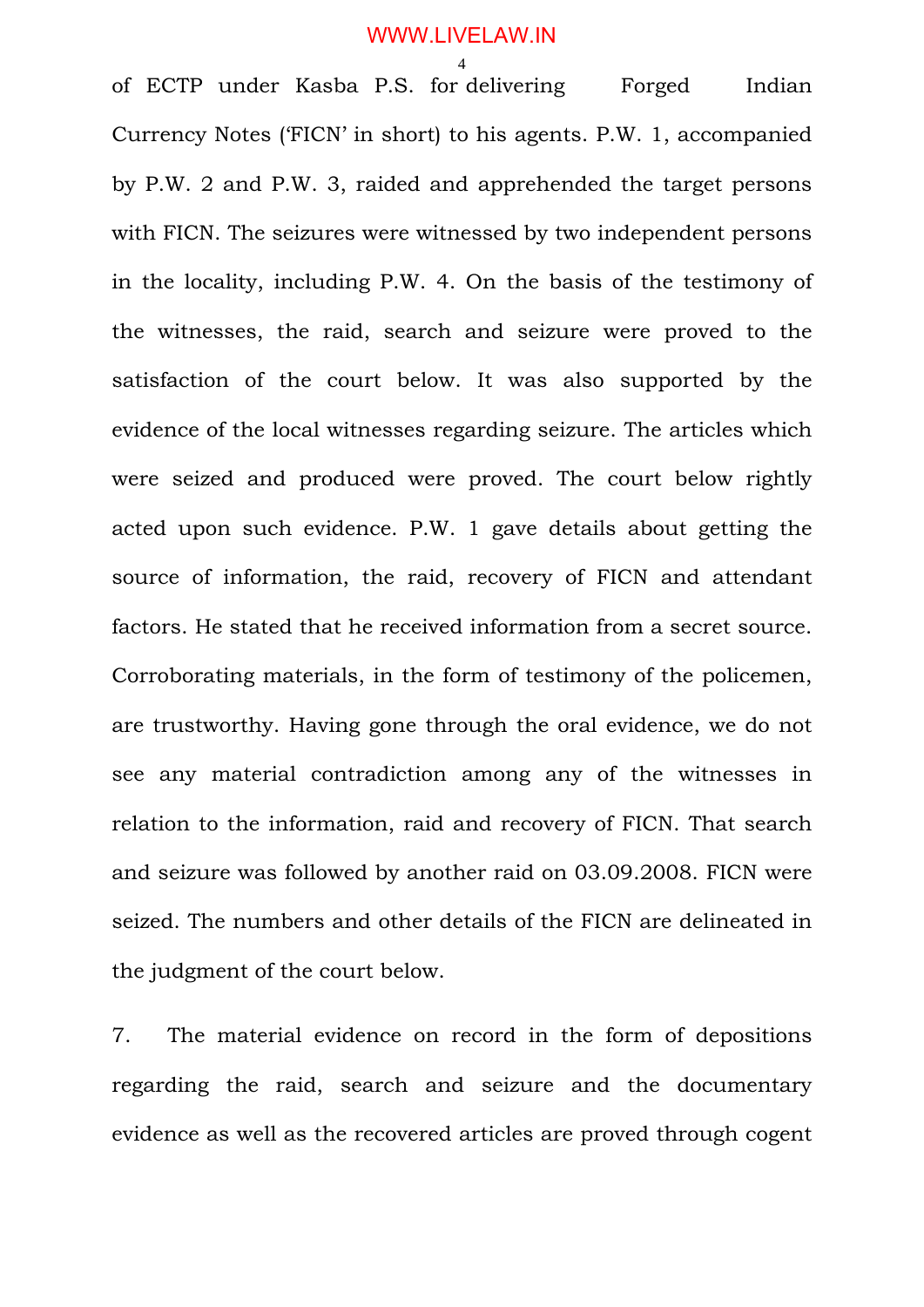of ECTP under Kasba P.S. for delivering Forged Indian Currency Notes ('FICN' in short) to his agents. P.W. 1, accompanied by P.W. 2 and P.W. 3, raided and apprehended the target persons with FICN. The seizures were witnessed by two independent persons in the locality, including P.W. 4. On the basis of the testimony of the witnesses, the raid, search and seizure were proved to the satisfaction of the court below. It was also supported by the evidence of the local witnesses regarding seizure. The articles which were seized and produced were proved. The court below rightly acted upon such evidence. P.W. 1 gave details about getting the source of information, the raid, recovery of FICN and attendant factors. He stated that he received information from a secret source. Corroborating materials, in the form of testimony of the policemen, are trustworthy. Having gone through the oral evidence, we do not see any material contradiction among any of the witnesses in relation to the information, raid and recovery of FICN. That search and seizure was followed by another raid on 03.09.2008. FICN were seized. The numbers and other details of the FICN are delineated in the judgment of the court below.

7. The material evidence on record in the form of depositions regarding the raid, search and seizure and the documentary evidence as well as the recovered articles are proved through cogent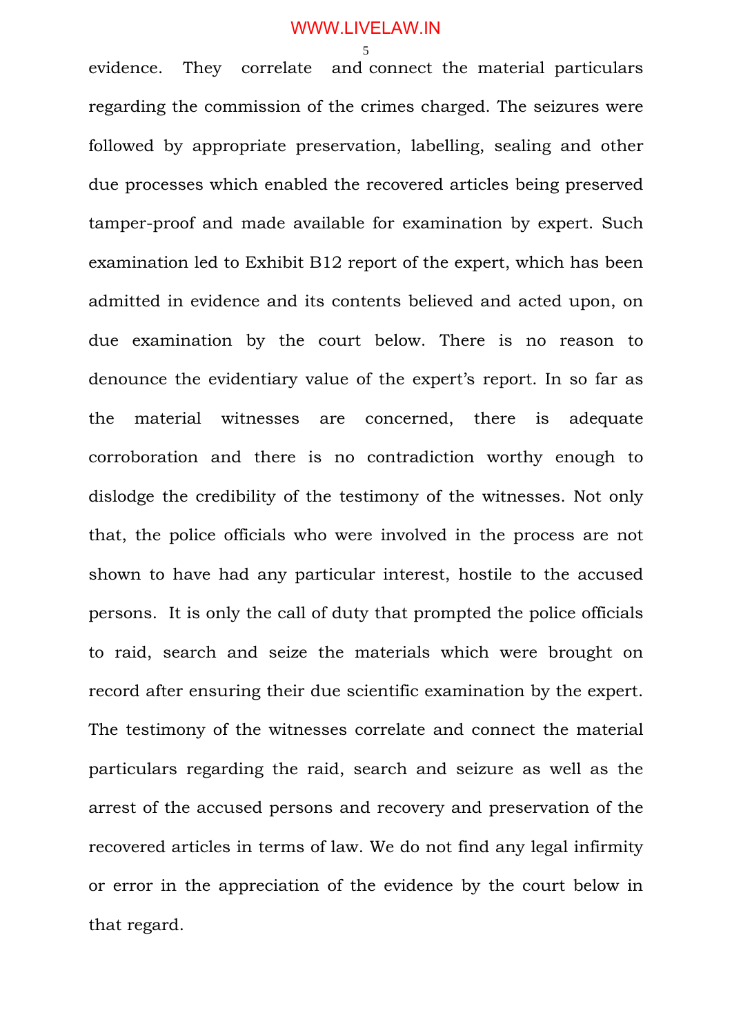evidence. They correlate and connect the material particulars regarding the commission of the crimes charged. The seizures were followed by appropriate preservation, labelling, sealing and other due processes which enabled the recovered articles being preserved tamper-proof and made available for examination by expert. Such examination led to Exhibit B12 report of the expert, which has been admitted in evidence and its contents believed and acted upon, on due examination by the court below. There is no reason to denounce the evidentiary value of the expert's report. In so far as the material witnesses are concerned, there is adequate corroboration and there is no contradiction worthy enough to dislodge the credibility of the testimony of the witnesses. Not only that, the police officials who were involved in the process are not shown to have had any particular interest, hostile to the accused persons. It is only the call of duty that prompted the police officials to raid, search and seize the materials which were brought on record after ensuring their due scientific examination by the expert. The testimony of the witnesses correlate and connect the material particulars regarding the raid, search and seizure as well as the arrest of the accused persons and recovery and preservation of the recovered articles in terms of law. We do not find any legal infirmity or error in the appreciation of the evidence by the court below in that regard.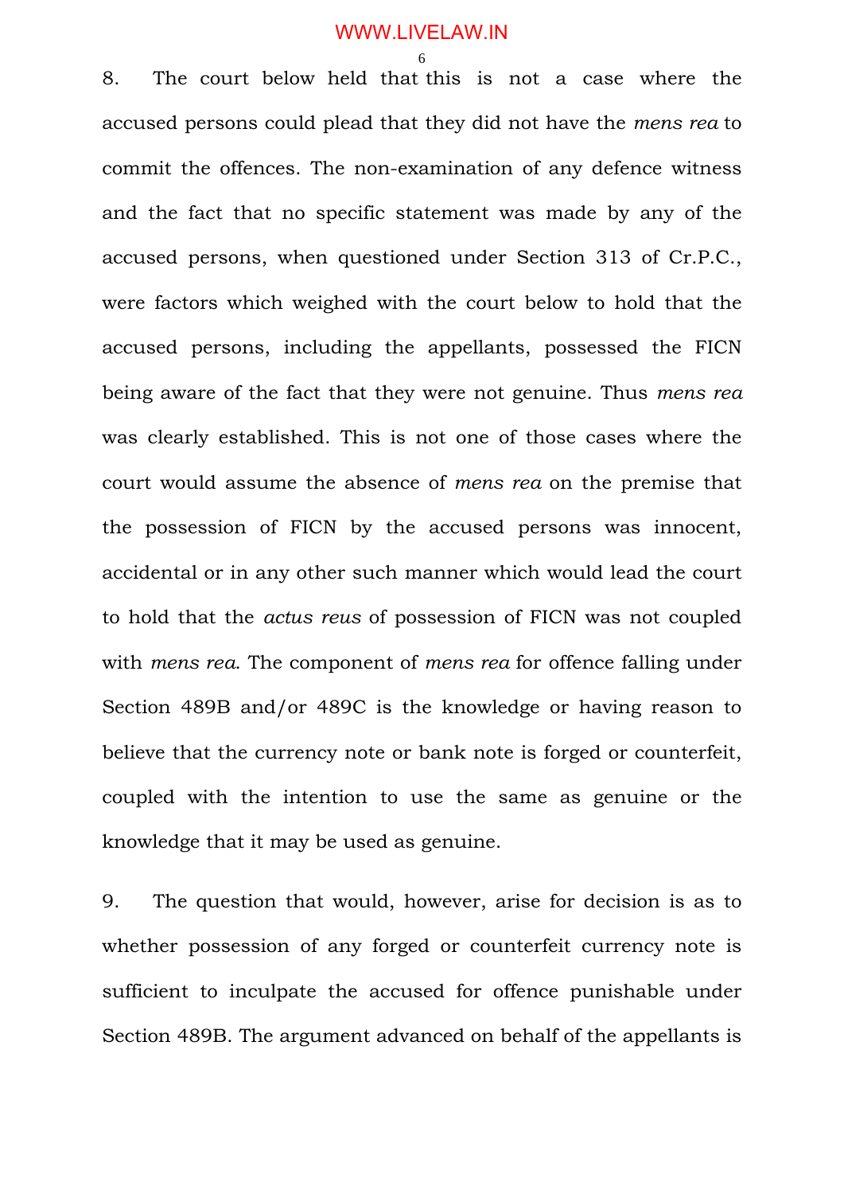8. The court below held that this is not a case where the accused persons could plead that they did not have the *mens rea* to commit the offences. The non-examination of any defence witness and the fact that no specific statement was made by any of the accused persons, when questioned under Section 313 of Cr.P.C., were factors which weighed with the court below to hold that the accused persons, including the appellants, possessed the FICN being aware of the fact that they were not genuine. Thus *mens rea* was clearly established. This is not one of those cases where the court would assume the absence of *mens rea* on the premise that the possession of FICN by the accused persons was innocent, accidental or in any other such manner which would lead the court to hold that the *actus reus* of possession of FICN was not coupled with *mens rea*. The component of *mens rea* for offence falling under Section 489B and/or 489C is the knowledge or having reason to believe that the currency note or bank note is forged or counterfeit, coupled with the intention to use the same as genuine or the knowledge that it may be used as genuine.

9. The question that would, however, arise for decision is as to whether possession of any forged or counterfeit currency note is sufficient to inculpate the accused for offence punishable under Section 489B. The argument advanced on behalf of the appellants is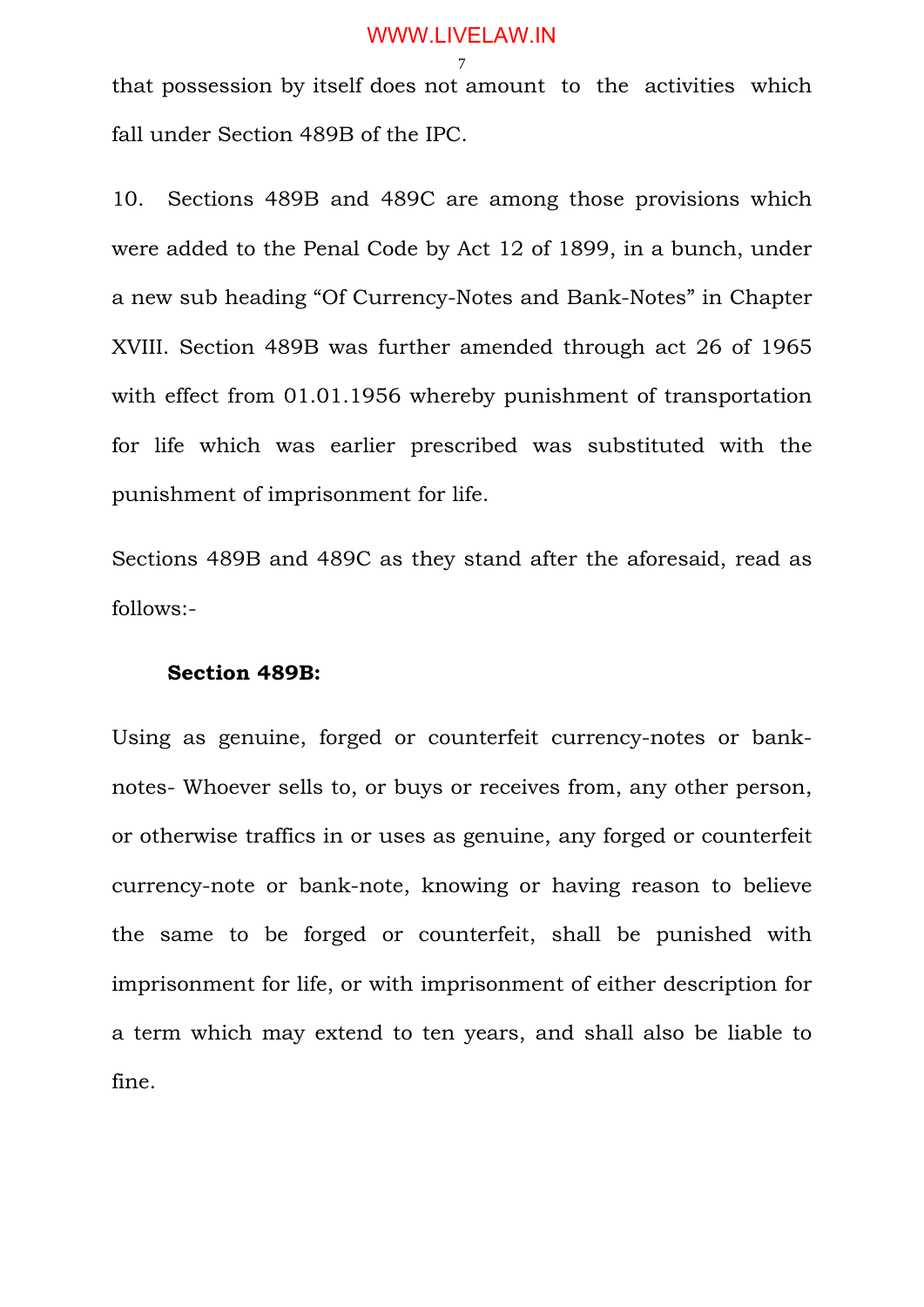that possession by itself does not amount to the activities which fall under Section 489B of the IPC.

10. Sections 489B and 489C are among those provisions which were added to the Penal Code by Act 12 of 1899, in a bunch, under a new sub heading "Of Currency-Notes and Bank-Notes" in Chapter XVIII. Section 489B was further amended through act 26 of 1965 with effect from 01.01.1956 whereby punishment of transportation for life which was earlier prescribed was substituted with the punishment of imprisonment for life.

Sections 489B and 489C as they stand after the aforesaid, read as follows:-

**Section 489B:**

Using as genuine, forged or counterfeit currency-notes or bank-notes- Whoever sells to, or buys or receives from, any other person, or otherwise traffics in or uses as genuine, any forged or counterfeit currency-note or bank-note, knowing or having reason to believe the same to be forged or counterfeit, shall be punished with imprisonment for life, or with imprisonment of either description for a term which may extend to ten years, and shall also be liable to fine.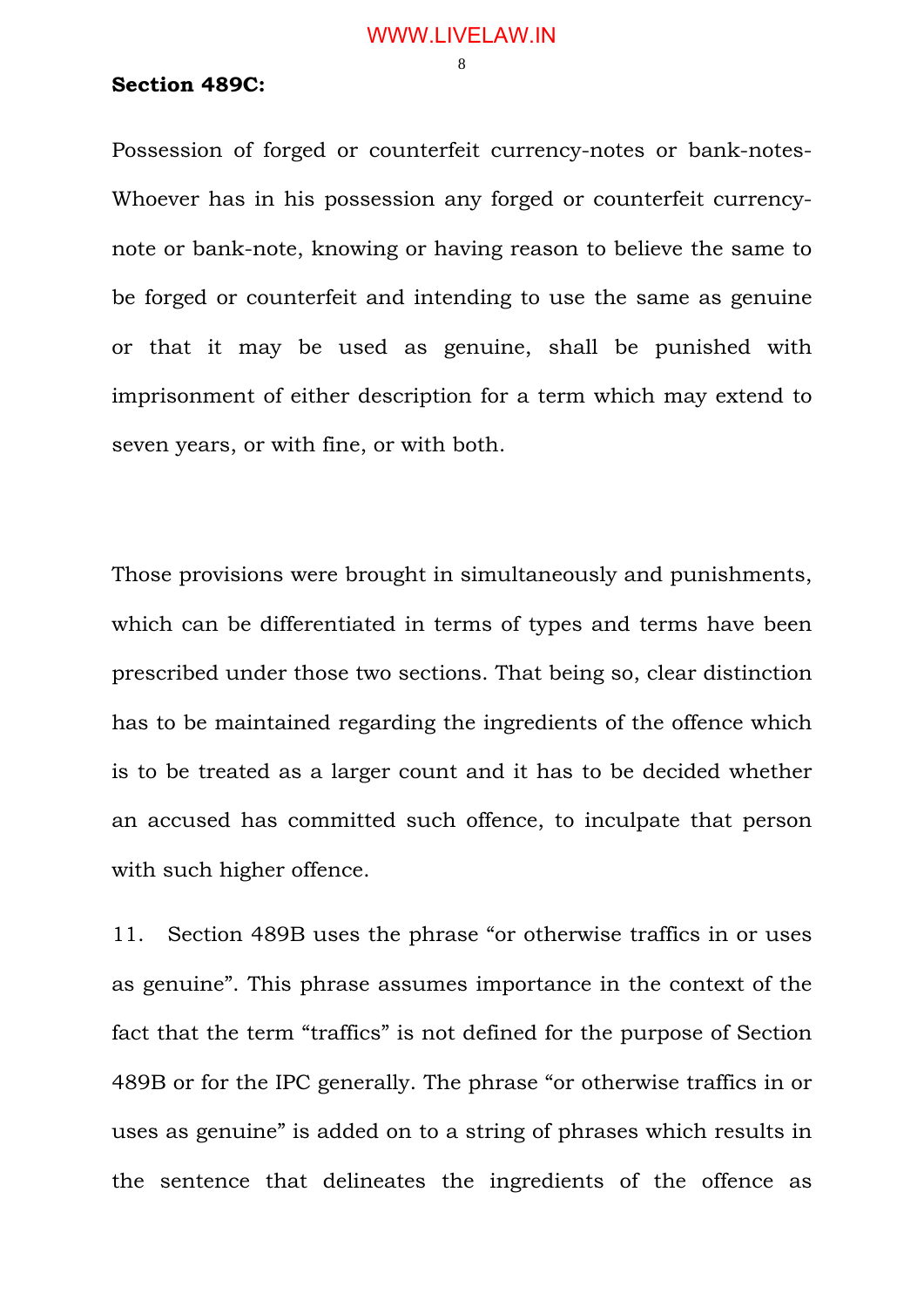**Section 489C:**

Possession of forged or counterfeit currency-notes or bank-notes- Whoever has in his possession any forged or counterfeit currency-note or bank-note, knowing or having reason to believe the same to be forged or counterfeit and intending to use the same as genuine or that it may be used as genuine, shall be punished with imprisonment of either description for a term which may extend to seven years, or with fine, or with both.

Those provisions were brought in simultaneously and punishments, which can be differentiated in terms of types and terms have been prescribed under those two sections. That being so, clear distinction has to be maintained regarding the ingredients of the offence which is to be treated as a larger count and it has to be decided whether an accused has committed such offence, to inculpate that person with such higher offence.

11. Section 489B uses the phrase "or otherwise traffics in or uses as genuine". This phrase assumes importance in the context of the fact that the term "traffics" is not defined for the purpose of Section 489B or for the IPC generally. The phrase "or otherwise traffics in or uses as genuine" is added on to a string of phrases which results in the sentence that delineates the ingredients of the offence as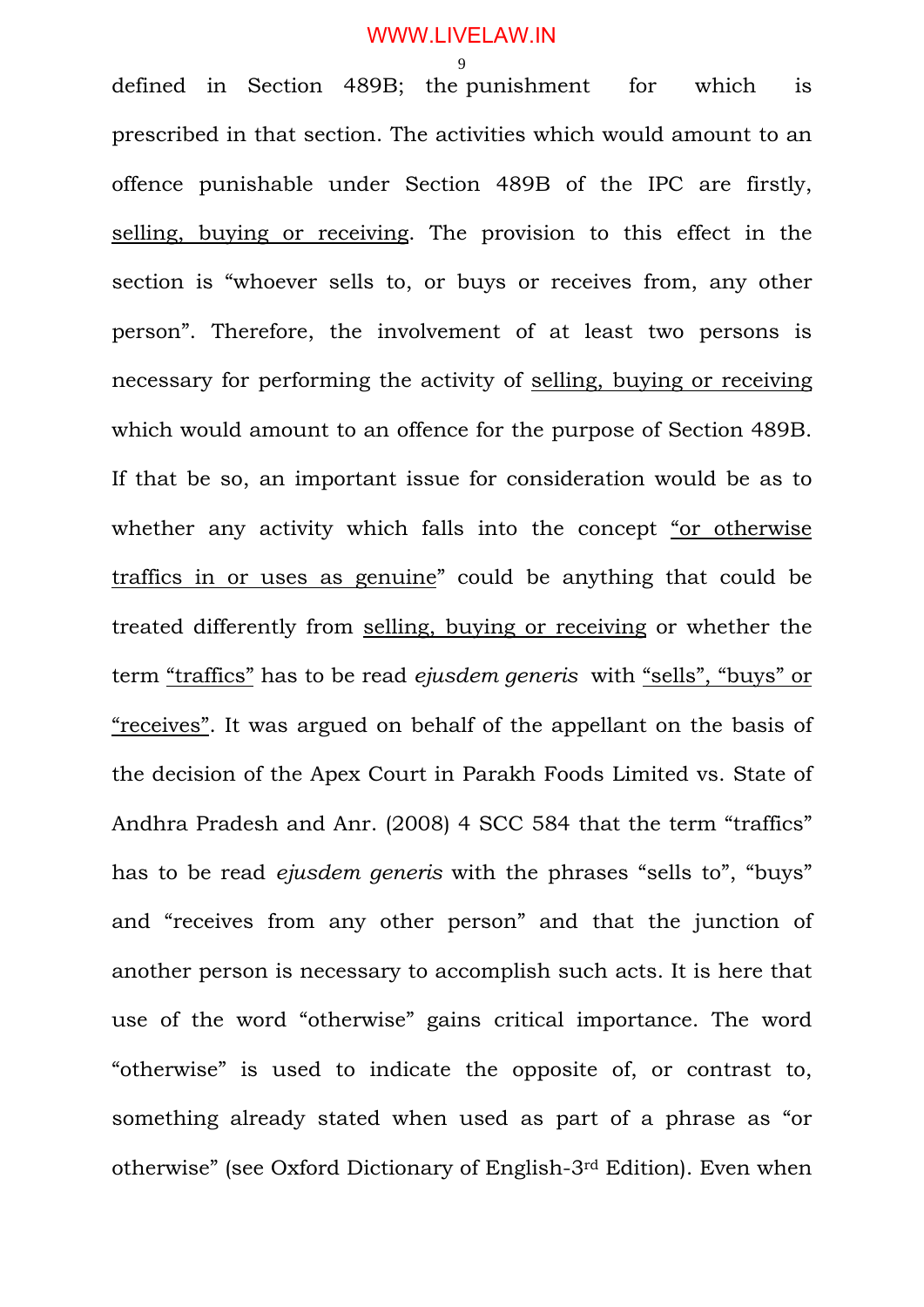defined in Section 489B; the punishment for which is prescribed in that section. The activities which would amount to an offence punishable under Section 489B of the IPC are firstly, selling, buying or receiving. The provision to this effect in the section is "whoever sells to, or buys or receives from, any other person". Therefore, the involvement of at least two persons is necessary for performing the activity of selling, buying or receiving which would amount to an offence for the purpose of Section 489B. If that be so, an important issue for consideration would be as to whether any activity which falls into the concept "or otherwise traffics in or uses as genuine" could be anything that could be treated differently from selling, buying or receiving or whether the term "traffics" has to be read *ejusdem generis* with "sells", "buys" or "receives". It was argued on behalf of the appellant on the basis of the decision of the Apex Court in Parakh Foods Limited vs. State of Andhra Pradesh and Anr. (2008) 4 SCC 584 that the term "traffics" has to be read *ejusdem generis* with the phrases "sells to", "buys" and "receives from any other person" and that the junction of another person is necessary to accomplish such acts. It is here that use of the word "otherwise" gains critical importance. The word "otherwise" is used to indicate the opposite of, or contrast to, something already stated when used as part of a phrase as "or otherwise" (see Oxford Dictionary of English-3rd Edition). Even when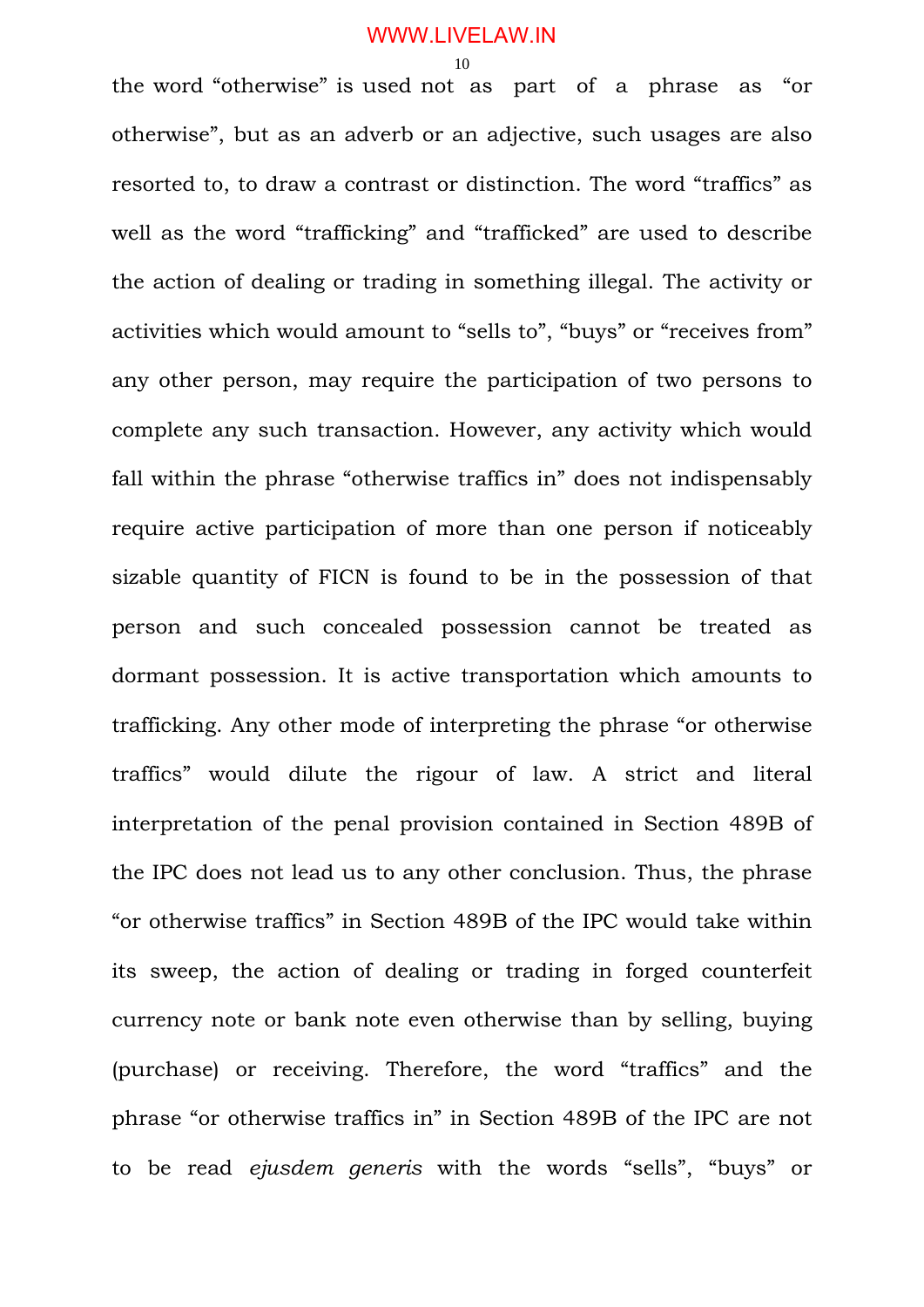the word “otherwise” is used not as part of a phrase as “or otherwise”, but as an adverb or an adjective, such usages are also resorted to, to draw a contrast or distinction. The word “traffics” as well as the word “trafficking” and “trafficked” are used to describe the action of dealing or trading in something illegal. The activity or activities which would amount to “sells to”, “buys” or “receives from” any other person, may require the participation of two persons to complete any such transaction. However, any activity which would fall within the phrase “otherwise traffics in” does not indispensably require active participation of more than one person if noticeably sizable quantity of FICN is found to be in the possession of that person and such concealed possession cannot be treated as dormant possession. It is active transportation which amounts to trafficking. Any other mode of interpreting the phrase “or otherwise traffics” would dilute the rigour of law. A strict and literal interpretation of the penal provision contained in Section 489B of the IPC does not lead us to any other conclusion. Thus, the phrase “or otherwise traffics” in Section 489B of the IPC would take within its sweep, the action of dealing or trading in forged counterfeit currency note or bank note even otherwise than by selling, buying (purchase) or receiving. Therefore, the word “traffics” and the phrase “or otherwise traffics in” in Section 489B of the IPC are not to be read *ejusdem generis* with the words “sells”, “buys” or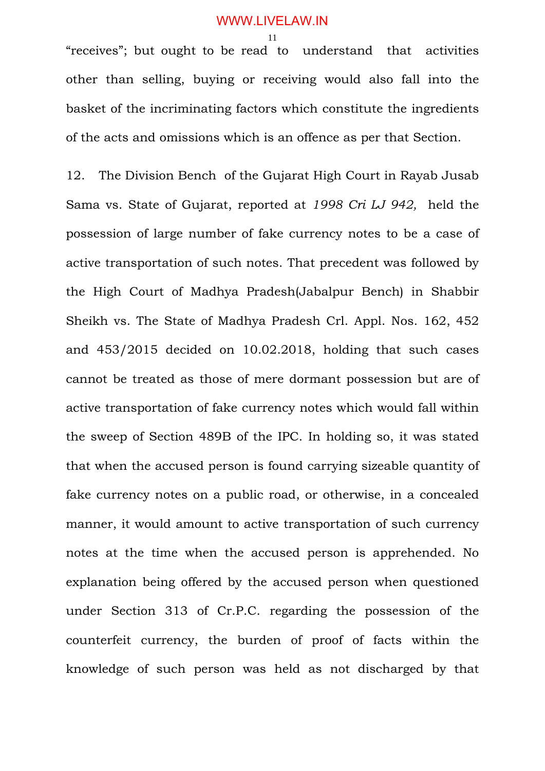"receives"; but ought to be read to understand that activities other than selling, buying or receiving would also fall into the basket of the incriminating factors which constitute the ingredients of the acts and omissions which is an offence as per that Section.

12. The Division Bench of the Gujarat High Court in Rayab Jusab Sama vs. State of Gujarat, reported at *1998 Cri LJ 942,* held the possession of large number of fake currency notes to be a case of active transportation of such notes. That precedent was followed by the High Court of Madhya Pradesh(Jabalpur Bench) in Shabbir Sheikh vs. The State of Madhya Pradesh Crl. Appl. Nos. 162, 452 and 453/2015 decided on 10.02.2018, holding that such cases cannot be treated as those of mere dormant possession but are of active transportation of fake currency notes which would fall within the sweep of Section 489B of the IPC. In holding so, it was stated that when the accused person is found carrying sizeable quantity of fake currency notes on a public road, or otherwise, in a concealed manner, it would amount to active transportation of such currency notes at the time when the accused person is apprehended. No explanation being offered by the accused person when questioned under Section 313 of Cr.P.C. regarding the possession of the counterfeit currency, the burden of proof of facts within the knowledge of such person was held as not discharged by that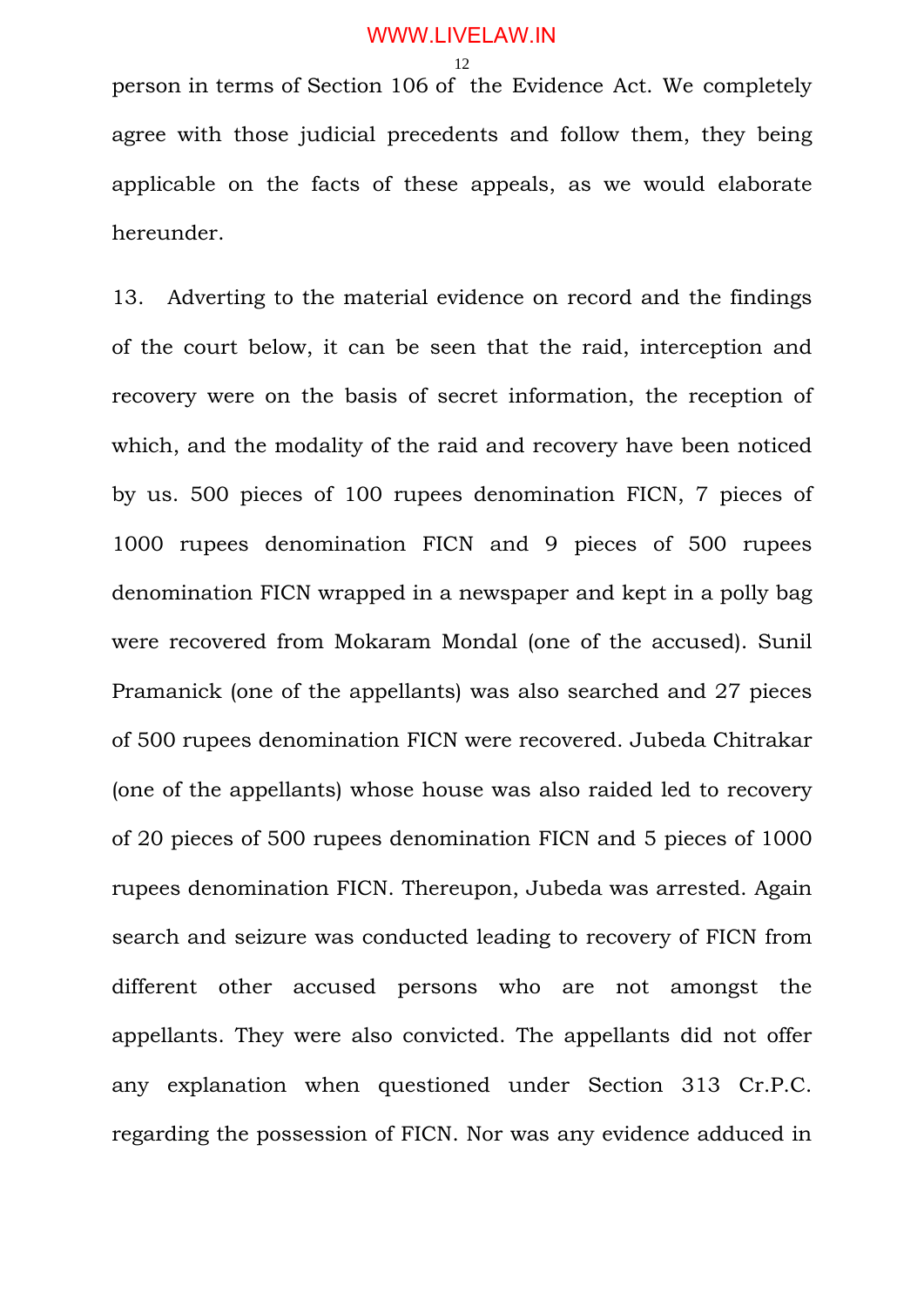person in terms of Section 106 of the Evidence Act. We completely agree with those judicial precedents and follow them, they being applicable on the facts of these appeals, as we would elaborate hereunder.

13. Adverting to the material evidence on record and the findings of the court below, it can be seen that the raid, interception and recovery were on the basis of secret information, the reception of which, and the modality of the raid and recovery have been noticed by us. 500 pieces of 100 rupees denomination FICN, 7 pieces of 1000 rupees denomination FICN and 9 pieces of 500 rupees denomination FICN wrapped in a newspaper and kept in a polly bag were recovered from Mokaram Mondal (one of the accused). Sunil Pramanick (one of the appellants) was also searched and 27 pieces of 500 rupees denomination FICN were recovered. Jubeda Chitrakar (one of the appellants) whose house was also raided led to recovery of 20 pieces of 500 rupees denomination FICN and 5 pieces of 1000 rupees denomination FICN. Thereupon, Jubeda was arrested. Again search and seizure was conducted leading to recovery of FICN from different other accused persons who are not amongst the appellants. They were also convicted. The appellants did not offer any explanation when questioned under Section 313 Cr.P.C. regarding the possession of FICN. Nor was any evidence adduced in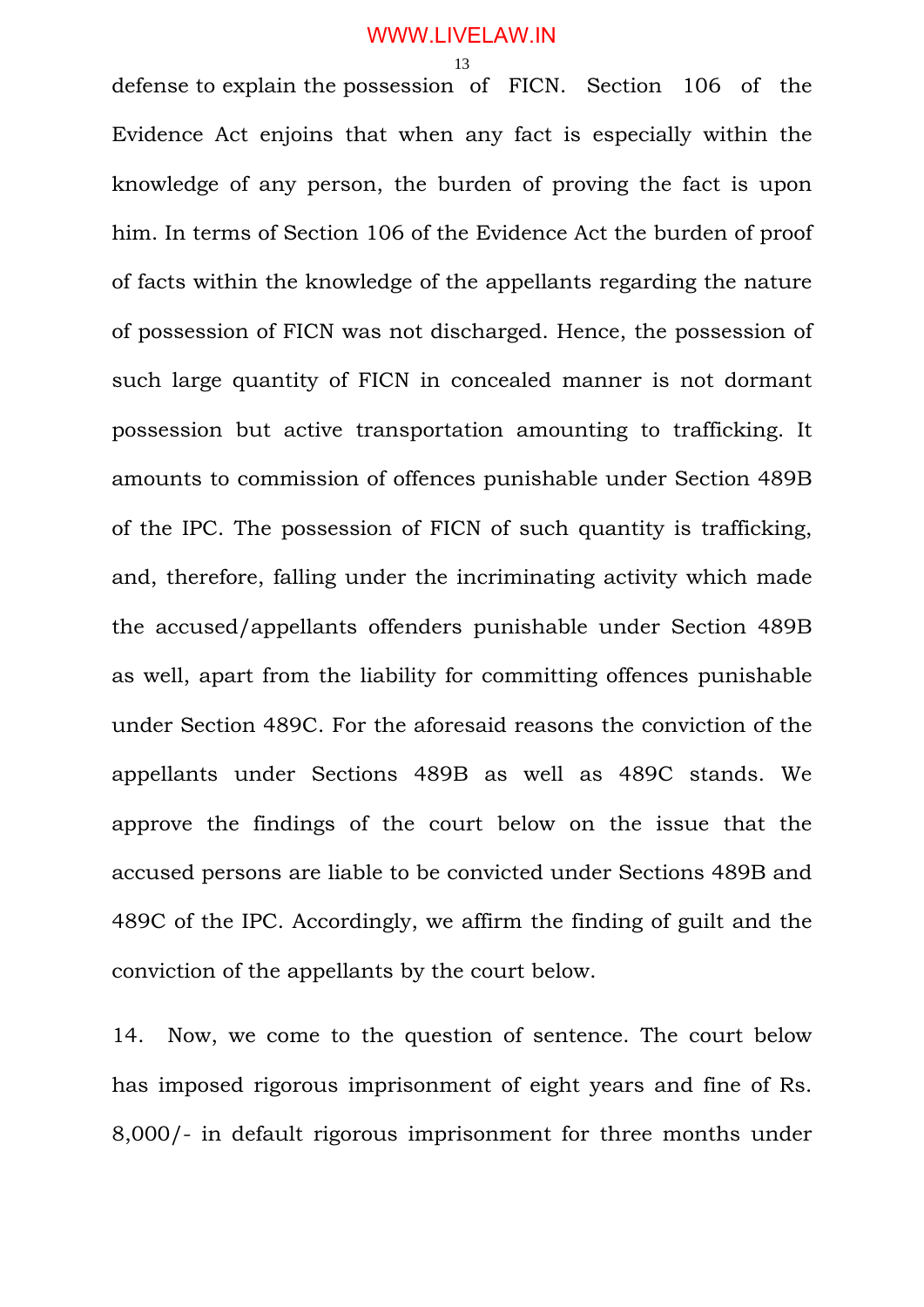defense to explain the possession of FICN. Section 106 of the Evidence Act enjoins that when any fact is especially within the knowledge of any person, the burden of proving the fact is upon him. In terms of Section 106 of the Evidence Act the burden of proof of facts within the knowledge of the appellants regarding the nature of possession of FICN was not discharged. Hence, the possession of such large quantity of FICN in concealed manner is not dormant possession but active transportation amounting to trafficking. It amounts to commission of offences punishable under Section 489B of the IPC. The possession of FICN of such quantity is trafficking, and, therefore, falling under the incriminating activity which made the accused/appellants offenders punishable under Section 489B as well, apart from the liability for committing offences punishable under Section 489C. For the aforesaid reasons the conviction of the appellants under Sections 489B as well as 489C stands. We approve the findings of the court below on the issue that the accused persons are liable to be convicted under Sections 489B and 489C of the IPC. Accordingly, we affirm the finding of guilt and the conviction of the appellants by the court below.

14. Now, we come to the question of sentence. The court below has imposed rigorous imprisonment of eight years and fine of Rs. 8,000/- in default rigorous imprisonment for three months under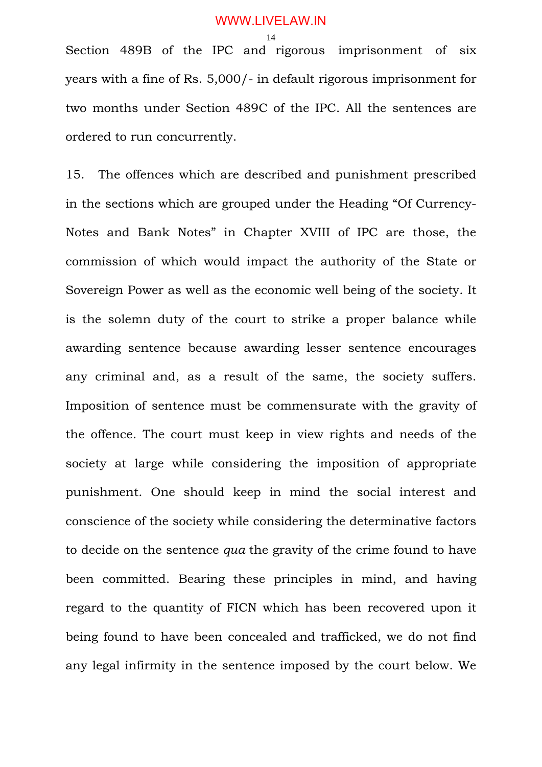Section 489B of the IPC and rigorous imprisonment of six years with a fine of Rs. 5,000/- in default rigorous imprisonment for two months under Section 489C of the IPC. All the sentences are ordered to run concurrently.

15. The offences which are described and punishment prescribed in the sections which are grouped under the Heading "Of Currency-Notes and Bank Notes" in Chapter XVIII of IPC are those, the commission of which would impact the authority of the State or Sovereign Power as well as the economic well being of the society. It is the solemn duty of the court to strike a proper balance while awarding sentence because awarding lesser sentence encourages any criminal and, as a result of the same, the society suffers. Imposition of sentence must be commensurate with the gravity of the offence. The court must keep in view rights and needs of the society at large while considering the imposition of appropriate punishment. One should keep in mind the social interest and conscience of the society while considering the determinative factors to decide on the sentence *qua* the gravity of the crime found to have been committed. Bearing these principles in mind, and having regard to the quantity of FICN which has been recovered upon it being found to have been concealed and trafficked, we do not find any legal infirmity in the sentence imposed by the court below. We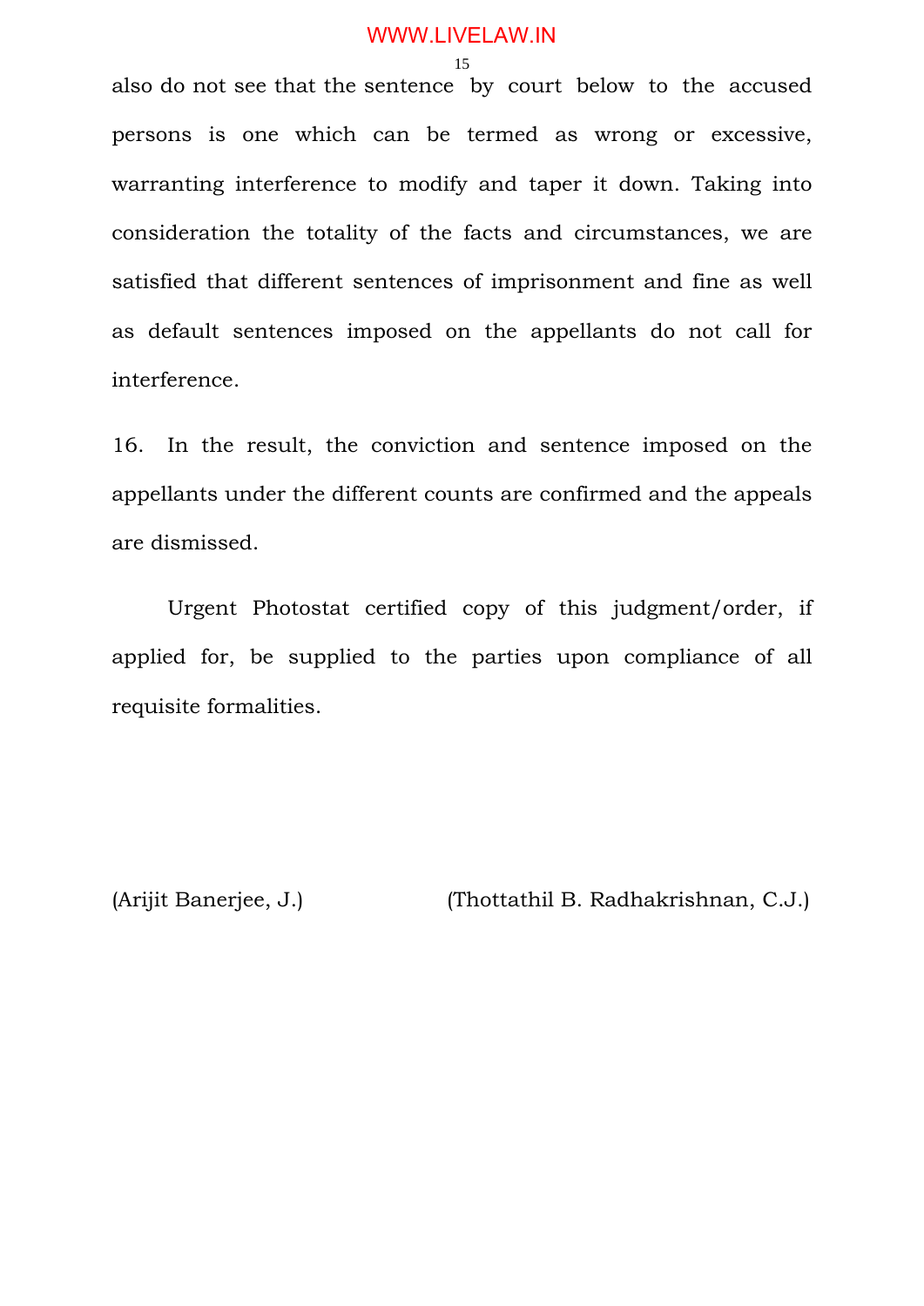also do not see that the sentence by court below to the accused persons is one which can be termed as wrong or excessive, warranting interference to modify and taper it down. Taking into consideration the totality of the facts and circumstances, we are satisfied that different sentences of imprisonment and fine as well as default sentences imposed on the appellants do not call for interference.

16. In the result, the conviction and sentence imposed on the appellants under the different counts are confirmed and the appeals are dismissed.

Urgent Photostat certified copy of this judgment/order, if applied for, be supplied to the parties upon compliance of all requisite formalities.

(Arijit Banerjee, J.)                    (Thottathil B. Radhakrishnan, C.J.)